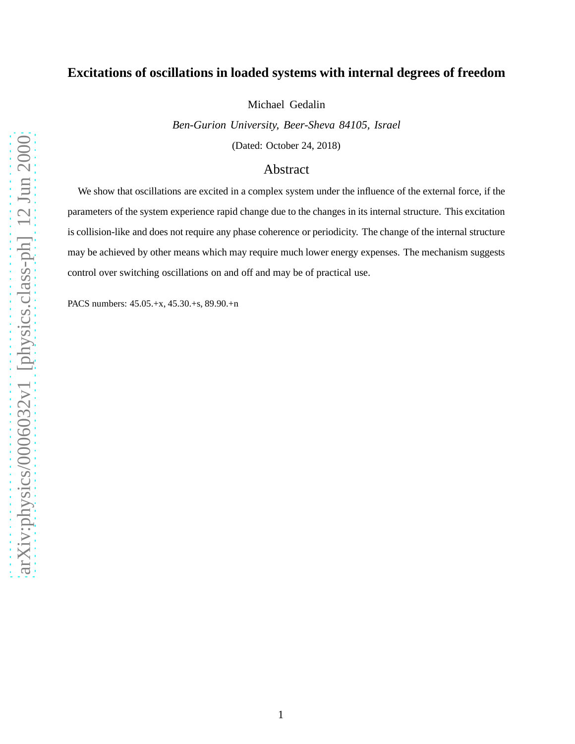# Excitations of oscillations in loaded systems with internal degrees of freedom

Michael Gedalin

*Ben-Gurion University, Beer-Sheva 84105, Israel*

(Dated: October 24, 2018)

## Abstract

We show that oscillations are excited in a complex system under the influence of the external force, if the parameters of the system experience rapid change due to the changes in its internal structure. This excitation is collision-like and does not require any phase coherence or periodicity. The change of the internal structure may be achieved by other means which may require much lower energy expenses. The mechanism suggests control over switching oscillations on and off and may be of practical use.

PACS numbers: 45.05.+x, 45.30.+s, 89.90.+n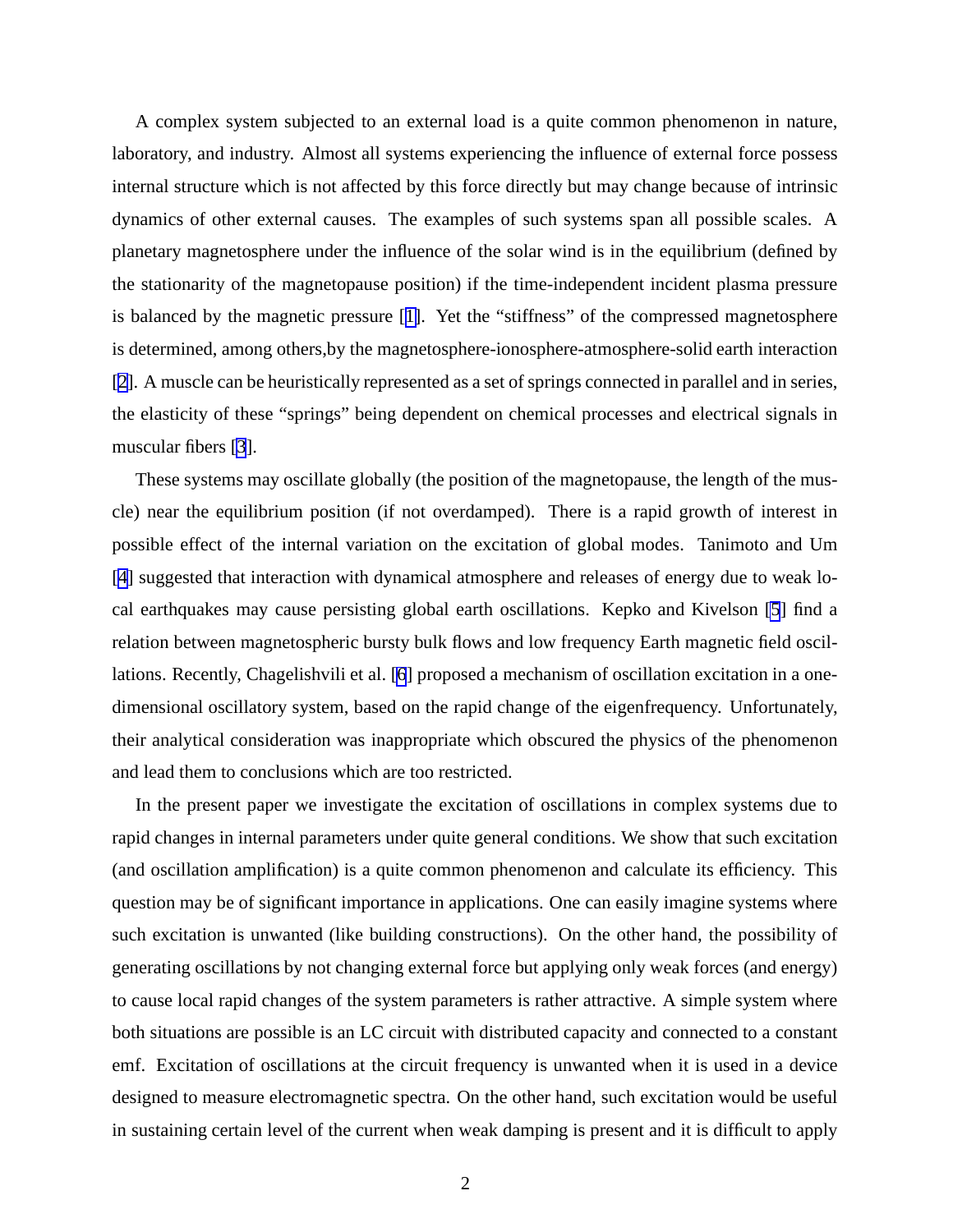A complex system subjected to an external load is a quite common phenomenon in nature, laboratory, and industry. Almost all systems experiencing the influence of external force possess internal structure which is not affected by this force directly but may change because of intrinsic dynamics of other external causes. The examples of such systems span all possible scales. A planetary magnetosphere under the influence of the solar wind is in the equilibrium (defined by the stationarity of the magnetopause position) if the time-independent incident plasma pressure is balanced by the magnetic pressure [1]. Yet the "stiffness" of the compressed magnetosphere is determined, among others,by the magnetosphere-ionosphere-atmosphere-solid earth interaction [2]. A muscle can be heuristically represented as a set of springs connected in parallel and in series, the elasticity of these "springs" being dependent on chemical processes and electrical signals in muscular fibers [3].

These systems may oscillate globally (the position of the magnetopause, the length of the muscle) near the equilibrium position (if not overdamped). There is a rapid growth of interest in possible effect of the internal variation on the excitation of global modes. Tanimoto and Um [4] suggested that interaction with dynamical atmosphere and releases of energy due to weak local earthquakes may cause persisting global earth oscillations. Kepko and Kivelson [5] find a relation between magnetospheric bursty bulk flows and low frequency Earth magnetic field oscillations. Recently, Chagelishvili et al. [6] proposed a mechanism of oscillation excitation in a one-dimensional oscillatory system, based on the rapid change of the eigenfrequency. Unfortunately, their analytical consideration was inappropriate which obscured the physics of the phenomenon and lead them to conclusions which are too restricted.

In the present paper we investigate the excitation of oscillations in complex systems due to rapid changes in internal parameters under quite general conditions. We show that such excitation (and oscillation amplification) is a quite common phenomenon and calculate its efficiency. This question may be of significant importance in applications. One can easily imagine systems where such excitation is unwanted (like building constructions). On the other hand, the possibility of generating oscillations by not changing external force but applying only weak forces (and energy) to cause local rapid changes of the system parameters is rather attractive. A simple system where both situations are possible is an LC circuit with distributed capacity and connected to a constant emf. Excitation of oscillations at the circuit frequency is unwanted when it is used in a device designed to measure electromagnetic spectra. On the other hand, such excitation would be useful in sustaining certain level of the current when weak damping is present and it is difficult to apply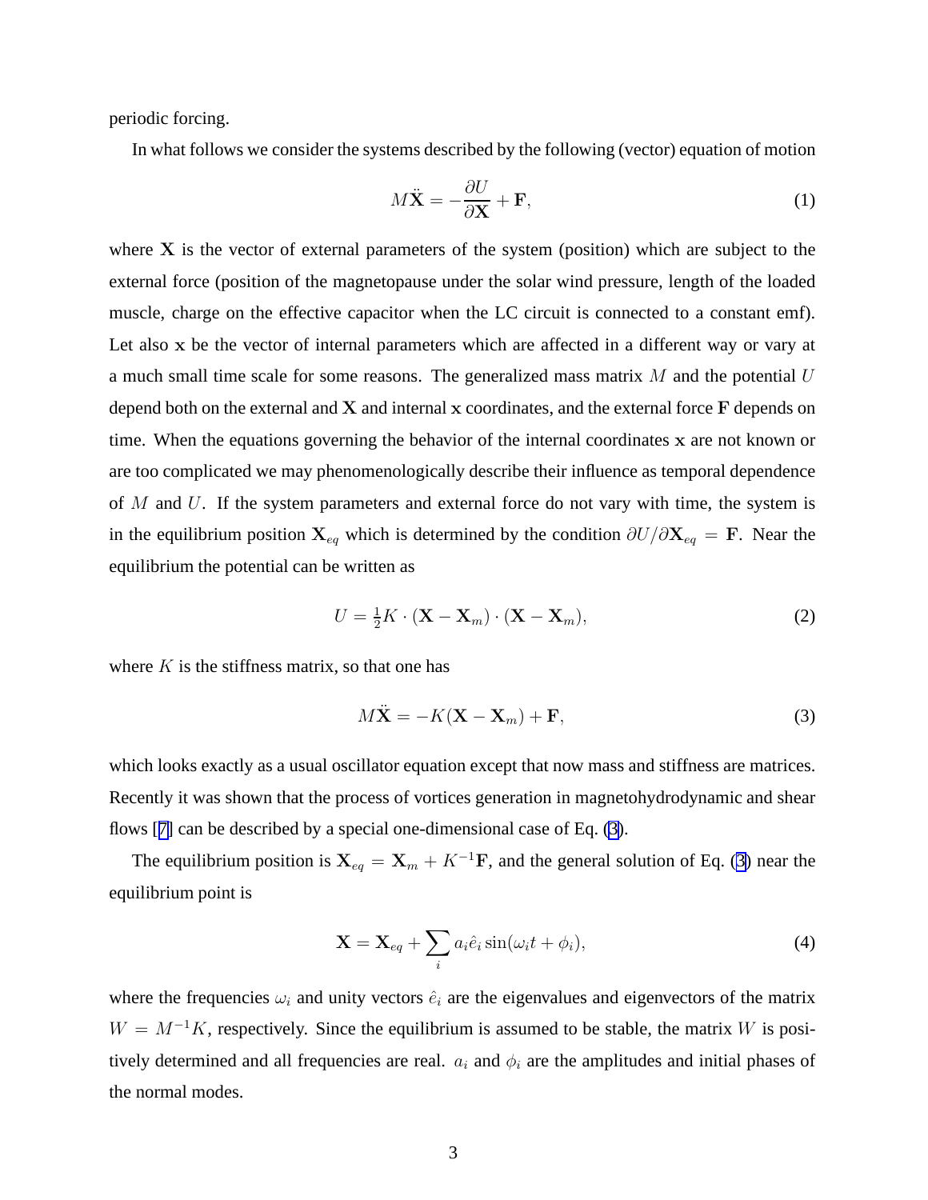periodic forcing.

In what follows we consider the systems described by the following (vector) equation of motion

$$M\ddot{\mathbf{X}} = -\frac{\partial U}{\partial \mathbf{X}} + \mathbf{F}, \tag{1}$$

where $\mathbf{X}$ is the vector of external parameters of the system (position) which are subject to the external force (position of the magnetopause under the solar wind pressure, length of the loaded muscle, charge on the effective capacitor when the LC circuit is connected to a constant emf). Let also $\mathbf{x}$ be the vector of internal parameters which are affected in a different way or vary at a much small time scale for some reasons. The generalized mass matrix $M$ and the potential $U$ depend both on the external and $\mathbf{X}$ and internal $\mathbf{x}$ coordinates, and the external force $\mathbf{F}$ depends on time. When the equations governing the behavior of the internal coordinates $\mathbf{x}$ are not known or are too complicated we may phenomenologically describe their influence as temporal dependence of $M$ and $U$. If the system parameters and external force do not vary with time, the system is in the equilibrium position $\mathbf{X}_{eq}$ which is determined by the condition $\partial U/\partial \mathbf{X}_{eq} = \mathbf{F}$. Near the equilibrium the potential can be written as

$$U = \tfrac{1}{2}K \cdot (\mathbf{X} - \mathbf{X}_m) \cdot (\mathbf{X} - \mathbf{X}_m), \tag{2}$$

where $K$ is the stiffness matrix, so that one has

$$M\ddot{\mathbf{X}} = -K(\mathbf{X} - \mathbf{X}_m) + \mathbf{F}, \tag{3}$$

which looks exactly as a usual oscillator equation except that now mass and stiffness are matrices. Recently it was shown that the process of vortices generation in magnetohydrodynamic and shear flows [7] can be described by a special one-dimensional case of Eq. (3).

The equilibrium position is $\mathbf{X}_{eq} = \mathbf{X}_m + K^{-1}\mathbf{F}$, and the general solution of Eq. (3) near the equilibrium point is

$$\mathbf{X} = \mathbf{X}_{eq} + \sum_i a_i \hat{e}_i \sin(\omega_i t + \phi_i), \tag{4}$$

where the frequencies $\omega_i$ and unity vectors $\hat{e}_i$ are the eigenvalues and eigenvectors of the matrix $W = M^{-1}K$, respectively. Since the equilibrium is assumed to be stable, the matrix $W$ is positively determined and all frequencies are real. $a_i$ and $\phi_i$ are the amplitudes and initial phases of the normal modes.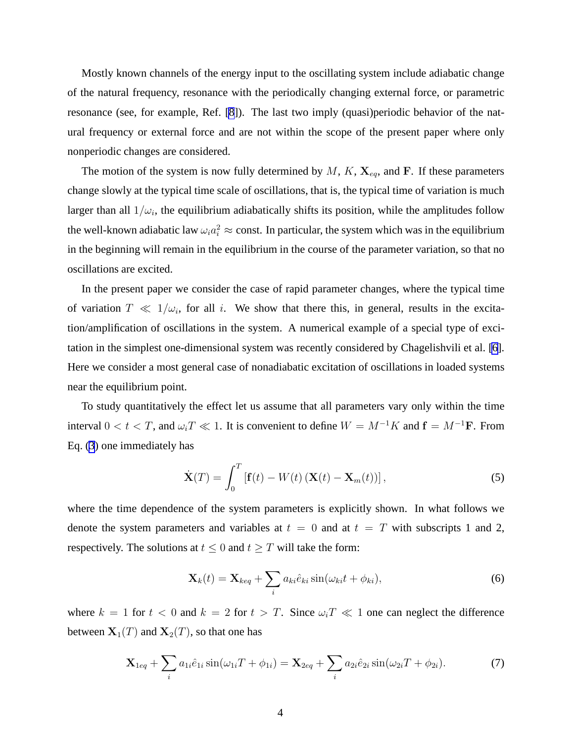Mostly known channels of the energy input to the oscillating system include adiabatic change of the natural frequency, resonance with the periodically changing external force, or parametric resonance (see, for example, Ref. [8]). The last two imply (quasi)periodic behavior of the natural frequency or external force and are not within the scope of the present paper where only nonperiodic changes are considered.

The motion of the system is now fully determined by $M$, $K$, $\mathbf{X}_{eq}$, and $\mathbf{F}$. If these parameters change slowly at the typical time scale of oscillations, that is, the typical time of variation is much larger than all $1/\omega_i$, the equilibrium adiabatically shifts its position, while the amplitudes follow the well-known adiabatic law $\omega_i a_i^2 \approx \text{const}$. In particular, the system which was in the equilibrium in the beginning will remain in the equilibrium in the course of the parameter variation, so that no oscillations are excited.

In the present paper we consider the case of rapid parameter changes, where the typical time of variation $T \ll 1/\omega_i$, for all $i$. We show that there this, in general, results in the excitation/amplification of oscillations in the system. A numerical example of a special type of excitation in the simplest one-dimensional system was recently considered by Chagelishvili et al. [6]. Here we consider a most general case of nonadiabatic excitation of oscillations in loaded systems near the equilibrium point.

To study quantitatively the effect let us assume that all parameters vary only within the time interval $0 < t < T$, and $\omega_i T \ll 1$. It is convenient to define $W = M^{-1}K$ and $\mathbf{f} = M^{-1}\mathbf{F}$. From Eq. (3) one immediately has

$$
\dot{\mathbf{X}}(T) = \int_0^T \left[\mathbf{f}(t) - W(t)\left(\mathbf{X}(t) - \mathbf{X}_m(t)\right)\right], \tag{5}
$$

where the time dependence of the system parameters is explicitly shown. In what follows we denote the system parameters and variables at $t = 0$ and at $t = T$ with subscripts 1 and 2, respectively. The solutions at $t \leq 0$ and $t \geq T$ will take the form:

$$
\mathbf{X}_k(t) = \mathbf{X}_{keq} + \sum_i a_{ki}\hat{e}_{ki}\sin(\omega_{ki}t + \phi_{ki}), \tag{6}
$$

where $k = 1$ for $t < 0$ and $k = 2$ for $t > T$. Since $\omega_i T \ll 1$ one can neglect the difference between $\mathbf{X}_1(T)$ and $\mathbf{X}_2(T)$, so that one has

$$
\mathbf{X}_{1eq} + \sum_i a_{1i}\hat{e}_{1i}\sin(\omega_{1i}T + \phi_{1i}) = \mathbf{X}_{2eq} + \sum_i a_{2i}\hat{e}_{2i}\sin(\omega_{2i}T + \phi_{2i}). \tag{7}
$$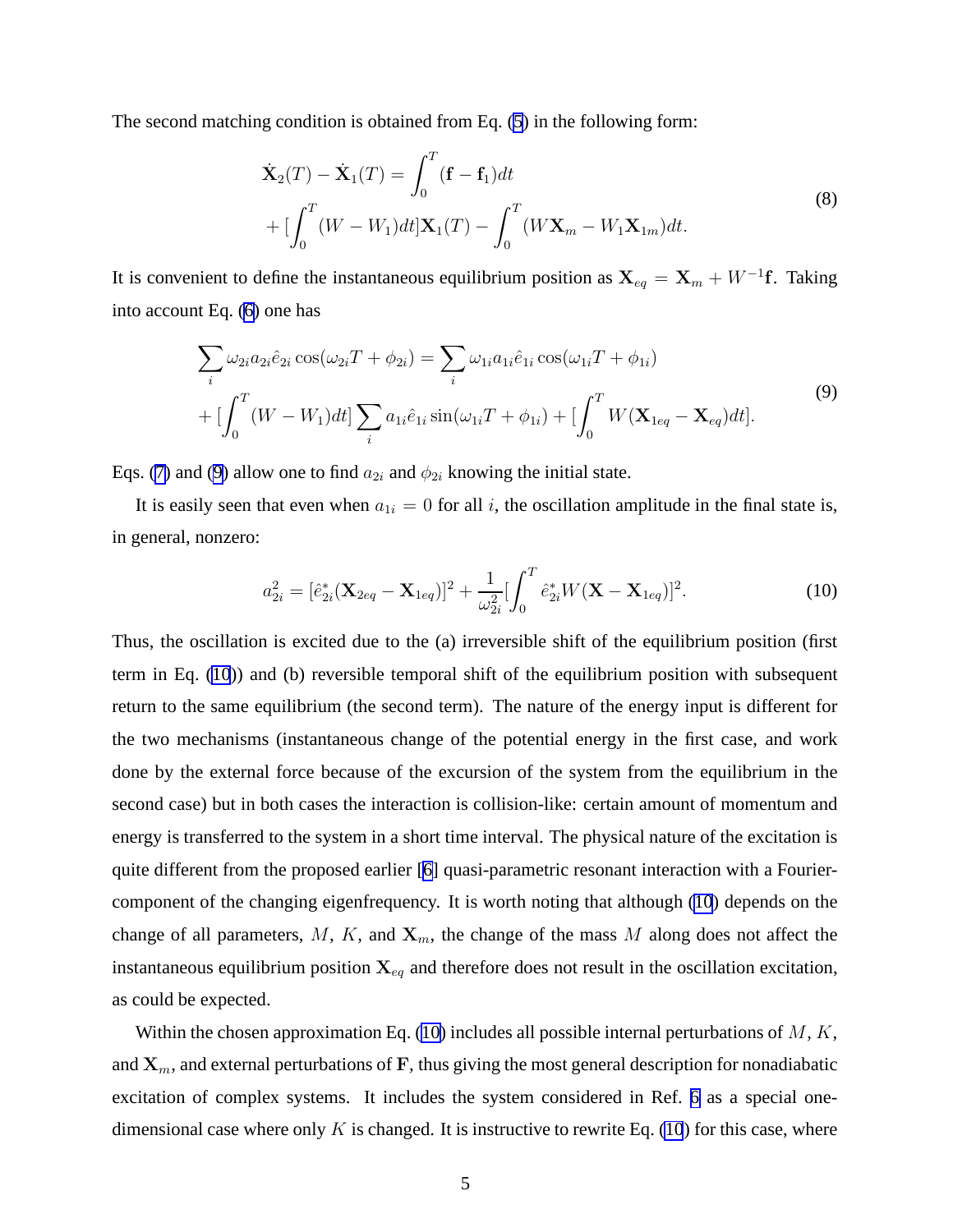The second matching condition is obtained from Eq. (5) in the following form:

$$
\begin{aligned}
\dot{\mathbf{X}}_2(T) - \dot{\mathbf{X}}_1(T) = \int_0^T (\mathbf{f} - \mathbf{f}_1) dt \\
+ [\int_0^T (W - W_1) dt] \mathbf{X}_1(T) - \int_0^T (W \mathbf{X}_m - W_1 \mathbf{X}_{1m}) dt.
\end{aligned}
\tag{8}
$$

It is convenient to define the instantaneous equilibrium position as $\mathbf{X}_{eq} = \mathbf{X}_m + W^{-1}\mathbf{f}$. Taking into account Eq. (6) one has

$$
\begin{aligned}
\sum_i \omega_{2i} a_{2i} \hat{e}_{2i} \cos(\omega_{2i} T + \phi_{2i}) = \sum_i \omega_{1i} a_{1i} \hat{e}_{1i} \cos(\omega_{1i} T + \phi_{1i}) \\
+ [\int_0^T (W - W_1) dt] \sum_i a_{1i} \hat{e}_{1i} \sin(\omega_{1i} T + \phi_{1i}) + [\int_0^T W (\mathbf{X}_{1eq} - \mathbf{X}_{eq}) dt].
\end{aligned}
\tag{9}
$$

Eqs. (7) and (9) allow one to find $a_{2i}$ and $\phi_{2i}$ knowing the initial state.

It is easily seen that even when $a_{1i} = 0$ for all $i$, the oscillation amplitude in the final state is, in general, nonzero:

$$
a_{2i}^2 = [\hat{e}_{2i}^* (\mathbf{X}_{2eq} - \mathbf{X}_{1eq})]^2 + \frac{1}{\omega_{2i}^2} [\int_0^T \hat{e}_{2i}^* W (\mathbf{X} - \mathbf{X}_{1eq})]^2.
\tag{10}
$$

Thus, the oscillation is excited due to the (a) irreversible shift of the equilibrium position (first term in Eq. (10)) and (b) reversible temporal shift of the equilibrium position with subsequent return to the same equilibrium (the second term). The nature of the energy input is different for the two mechanisms (instantaneous change of the potential energy in the first case, and work done by the external force because of the excursion of the system from the equilibrium in the second case) but in both cases the interaction is collision-like: certain amount of momentum and energy is transferred to the system in a short time interval. The physical nature of the excitation is quite different from the proposed earlier [6] quasi-parametric resonant interaction with a Fourier-component of the changing eigenfrequency. It is worth noting that although (10) depends on the change of all parameters, $M$, $K$, and $\mathbf{X}_m$, the change of the mass $M$ along does not affect the instantaneous equilibrium position $\mathbf{X}_{eq}$ and therefore does not result in the oscillation excitation, as could be expected.

Within the chosen approximation Eq. (10) includes all possible internal perturbations of $M$, $K$, and $\mathbf{X}_m$, and external perturbations of $\mathbf{F}$, thus giving the most general description for nonadiabatic excitation of complex systems. It includes the system considered in Ref. 6 as a special one-dimensional case where only $K$ is changed. It is instructive to rewrite Eq. (10) for this case, where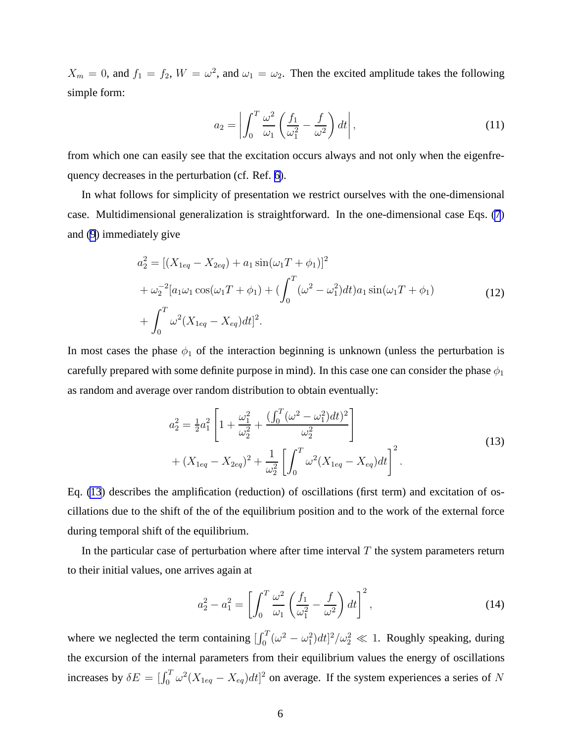$X_m = 0$, and $f_1 = f_2$, $W = \omega^2$, and $\omega_1 = \omega_2$. Then the excited amplitude takes the following simple form:

$$a_2 = \left| \int_0^T \frac{\omega^2}{\omega_1} \left( \frac{f_1}{\omega_1^2} - \frac{f}{\omega^2} \right) dt \right|, \tag{11}$$

from which one can easily see that the excitation occurs always and not only when the eigenfrequency decreases in the perturbation (cf. Ref. 6).

In what follows for simplicity of presentation we restrict ourselves with the one-dimensional case. Multidimensional generalization is straightforward. In the one-dimensional case Eqs. (7) and (9) immediately give

$$\begin{aligned}
a_2^2 &= [(X_{1eq} - X_{2eq}) + a_1 \sin(\omega_1 T + \phi_1)]^2 \\
&+ \omega_2^{-2}[a_1 \omega_1 \cos(\omega_1 T + \phi_1) + (\int_0^T (\omega^2 - \omega_1^2) dt) a_1 \sin(\omega_1 T + \phi_1) \\
&+ \int_0^T \omega^2 (X_{1eq} - X_{eq}) dt]^2.
\end{aligned} \tag{12}$$

In most cases the phase $\phi_1$ of the interaction beginning is unknown (unless the perturbation is carefully prepared with some definite purpose in mind). In this case one can consider the phase $\phi_1$ as random and average over random distribution to obtain eventually:

$$\begin{aligned}
a_2^2 &= \tfrac{1}{2} a_1^2 \left[ 1 + \frac{\omega_1^2}{\omega_2^2} + \frac{(\int_0^T (\omega^2 - \omega_1^2) dt)^2}{\omega_2^2} \right] \\
&+ (X_{1eq} - X_{2eq})^2 + \frac{1}{\omega_2^2} \left[ \int_0^T \omega^2 (X_{1eq} - X_{eq}) dt \right]^2.
\end{aligned} \tag{13}$$

Eq. (13) describes the amplification (reduction) of oscillations (first term) and excitation of oscillations due to the shift of the of the equilibrium position and to the work of the external force during temporal shift of the equilibrium.

In the particular case of perturbation where after time interval $T$ the system parameters return to their initial values, one arrives again at

$$a_2^2 - a_1^2 = \left[ \int_0^T \frac{\omega^2}{\omega_1} \left( \frac{f_1}{\omega_1^2} - \frac{f}{\omega^2} \right) dt \right]^2, \tag{14}$$

where we neglected the term containing $[\int_0^T (\omega^2 - \omega_1^2) dt]^2 / \omega_2^2 \ll 1$. Roughly speaking, during the excursion of the internal parameters from their equilibrium values the energy of oscillations increases by $\delta E = [\int_0^T \omega^2 (X_{1eq} - X_{eq}) dt]^2$ on average. If the system experiences a series of $N$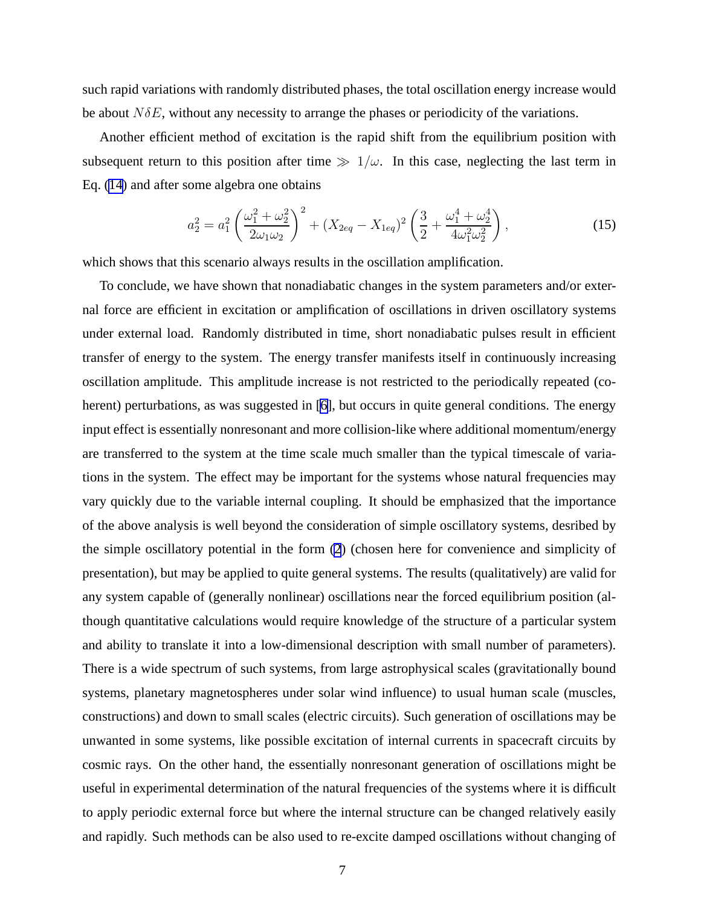such rapid variations with randomly distributed phases, the total oscillation energy increase would be about $N\delta E$, without any necessity to arrange the phases or periodicity of the variations.

Another efficient method of excitation is the rapid shift from the equilibrium position with subsequent return to this position after time $\gg 1/\omega$. In this case, neglecting the last term in Eq. (14) and after some algebra one obtains

$$a_2^2 = a_1^2 \left( \frac{\omega_1^2 + \omega_2^2}{2\omega_1 \omega_2} \right)^2 + (X_{2eq} - X_{1eq})^2 \left( \frac{3}{2} + \frac{\omega_1^4 + \omega_2^4}{4\omega_1^2 \omega_2^2} \right), \tag{15}$$

which shows that this scenario always results in the oscillation amplification.

To conclude, we have shown that nonadiabatic changes in the system parameters and/or external force are efficient in excitation or amplification of oscillations in driven oscillatory systems under external load. Randomly distributed in time, short nonadiabatic pulses result in efficient transfer of energy to the system. The energy transfer manifests itself in continuously increasing oscillation amplitude. This amplitude increase is not restricted to the periodically repeated (coherent) perturbations, as was suggested in [6], but occurs in quite general conditions. The energy input effect is essentially nonresonant and more collision-like where additional momentum/energy are transferred to the system at the time scale much smaller than the typical timescale of variations in the system. The effect may be important for the systems whose natural frequencies may vary quickly due to the variable internal coupling. It should be emphasized that the importance of the above analysis is well beyond the consideration of simple oscillatory systems, desribed by the simple oscillatory potential in the form (2) (chosen here for convenience and simplicity of presentation), but may be applied to quite general systems. The results (qualitatively) are valid for any system capable of (generally nonlinear) oscillations near the forced equilibrium position (although quantitative calculations would require knowledge of the structure of a particular system and ability to translate it into a low-dimensional description with small number of parameters). There is a wide spectrum of such systems, from large astrophysical scales (gravitationally bound systems, planetary magnetospheres under solar wind influence) to usual human scale (muscles, constructions) and down to small scales (electric circuits). Such generation of oscillations may be unwanted in some systems, like possible excitation of internal currents in spacecraft circuits by cosmic rays. On the other hand, the essentially nonresonant generation of oscillations might be useful in experimental determination of the natural frequencies of the systems where it is difficult to apply periodic external force but where the internal structure can be changed relatively easily and rapidly. Such methods can be also used to re-excite damped oscillations without changing of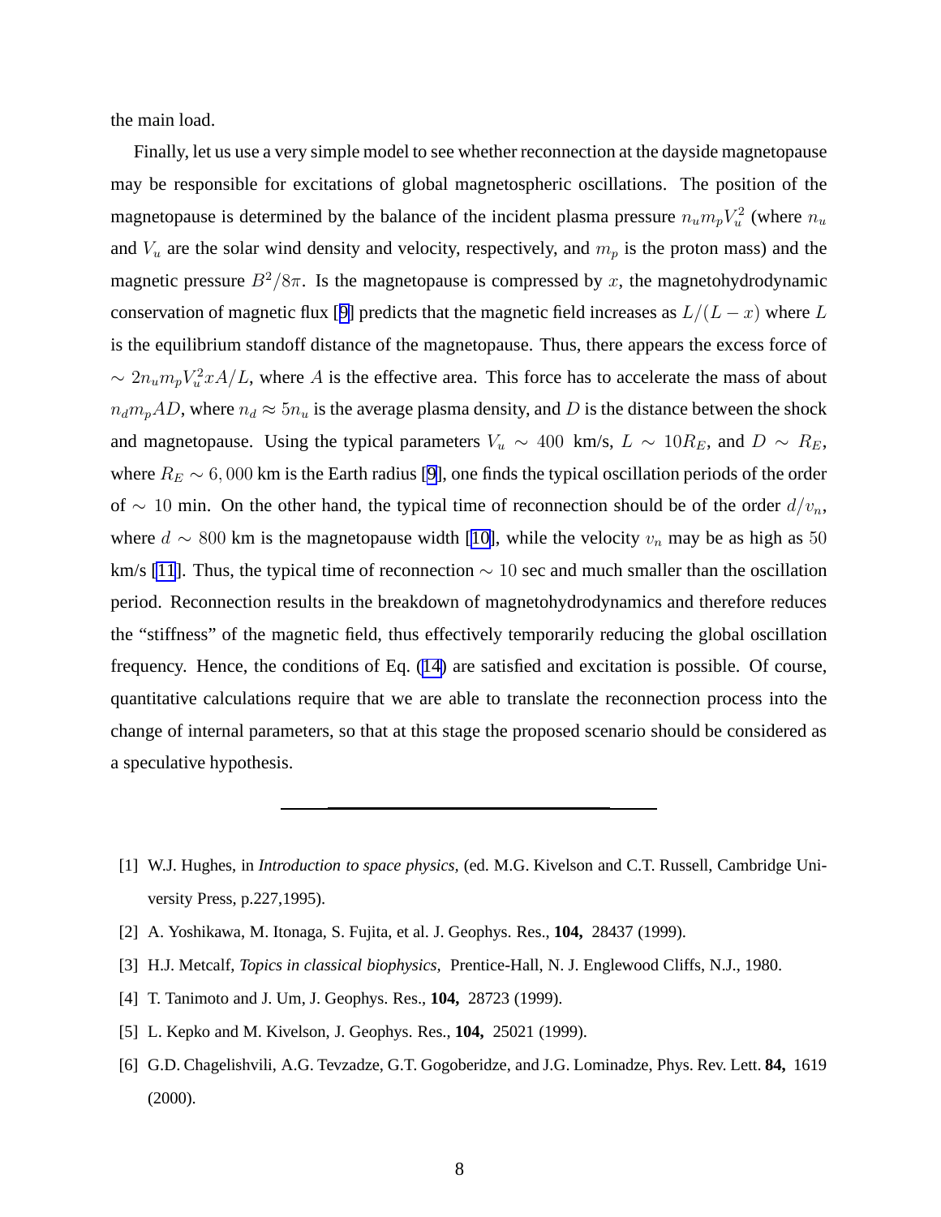the main load.

Finally, let us use a very simple model to see whether reconnection at the dayside magnetopause may be responsible for excitations of global magnetospheric oscillations. The position of the magnetopause is determined by the balance of the incident plasma pressure $n_u m_p V_u^2$ (where $n_u$ and $V_u$ are the solar wind density and velocity, respectively, and $m_p$ is the proton mass) and the magnetic pressure $B^2/8\pi$. Is the magnetopause is compressed by $x$, the magnetohydrodynamic conservation of magnetic flux [9] predicts that the magnetic field increases as $L/(L-x)$ where $L$ is the equilibrium standoff distance of the magnetopause. Thus, there appears the excess force of $\sim 2n_u m_p V_u^2 x A/L$, where $A$ is the effective area. This force has to accelerate the mass of about $n_d m_p AD$, where $n_d \approx 5n_u$ is the average plasma density, and $D$ is the distance between the shock and magnetopause. Using the typical parameters $V_u \sim 400$ km/s, $L \sim 10R_E$, and $D \sim R_E$, where $R_E \sim 6,000$ km is the Earth radius [9], one finds the typical oscillation periods of the order of $\sim 10$ min. On the other hand, the typical time of reconnection should be of the order $d/v_n$, where $d \sim 800$ km is the magnetopause width [10], while the velocity $v_n$ may be as high as $50$ km/s [11]. Thus, the typical time of reconnection $\sim 10$ sec and much smaller than the oscillation period. Reconnection results in the breakdown of magnetohydrodynamics and therefore reduces the "stiffness" of the magnetic field, thus effectively temporarily reducing the global oscillation frequency. Hence, the conditions of Eq. (14) are satisfied and excitation is possible. Of course, quantitative calculations require that we are able to translate the reconnection process into the change of internal parameters, so that at this stage the proposed scenario should be considered as a speculative hypothesis.

---

[1] W.J. Hughes, in *Introduction to space physics,* (ed. M.G. Kivelson and C.T. Russell, Cambridge University Press, p.227,1995).

[2] A. Yoshikawa, M. Itonaga, S. Fujita, et al. J. Geophys. Res., **104,** 28437 (1999).

[3] H.J. Metcalf, *Topics in classical biophysics,* Prentice-Hall, N. J. Englewood Cliffs, N.J., 1980.

[4] T. Tanimoto and J. Um, J. Geophys. Res., **104,** 28723 (1999).

[5] L. Kepko and M. Kivelson, J. Geophys. Res., **104,** 25021 (1999).

[6] G.D. Chagelishvili, A.G. Tevzadze, G.T. Gogoberidze, and J.G. Lominadze, Phys. Rev. Lett. **84,** 1619 (2000).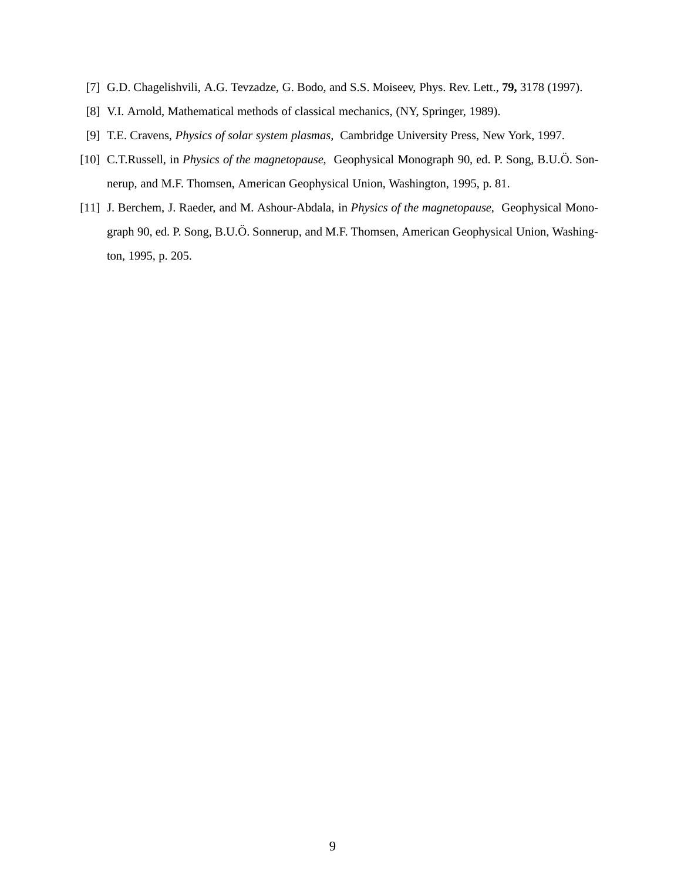[7] G.D. Chagelishvili, A.G. Tevzadze, G. Bodo, and S.S. Moiseev, Phys. Rev. Lett., **79,** 3178 (1997).

[8] V.I. Arnold, Mathematical methods of classical mechanics, (NY, Springer, 1989).

[9] T.E. Cravens, *Physics of solar system plasmas,* Cambridge University Press, New York, 1997.

[10] C.T.Russell, in *Physics of the magnetopause,* Geophysical Monograph 90, ed. P. Song, B.U.Ö. Sonnerup, and M.F. Thomsen, American Geophysical Union, Washington, 1995, p. 81.

[11] J. Berchem, J. Raeder, and M. Ashour-Abdala, in *Physics of the magnetopause,* Geophysical Monograph 90, ed. P. Song, B.U.Ö. Sonnerup, and M.F. Thomsen, American Geophysical Union, Washington, 1995, p. 205.